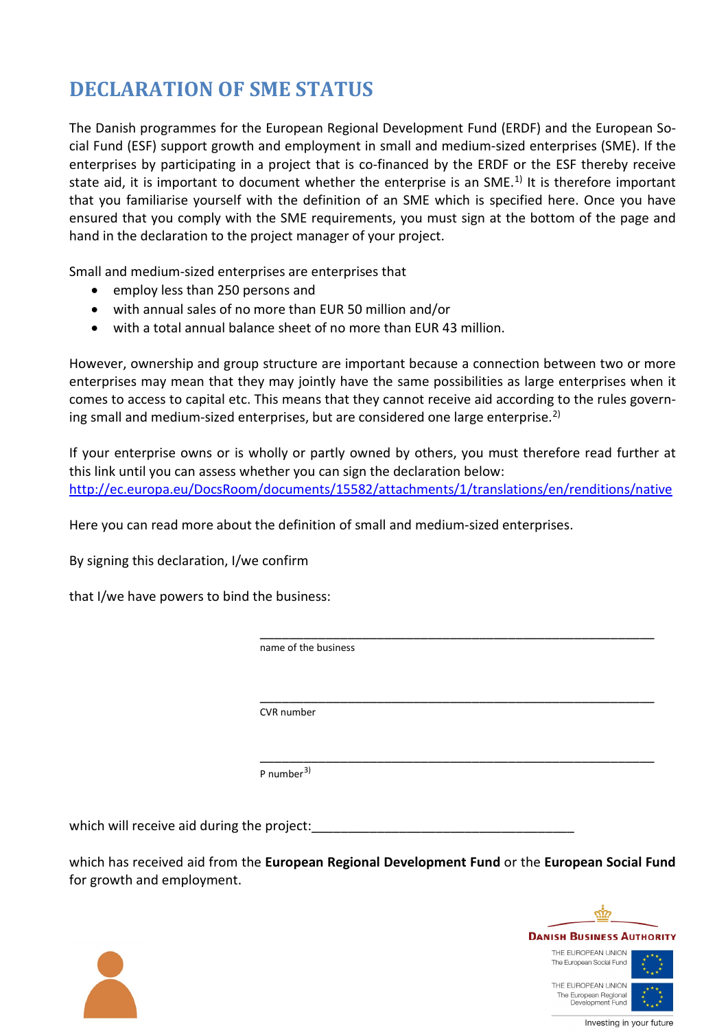# DECLARATION OF SME STATUS

The Danish programmes for the European Regional Development Fund (ERDF) and the European Social Fund (ESF) support growth and employment in small and medium-sized enterprises (SME). If the enterprises by participating in a project that is co-financed by the ERDF or the ESF thereby receive state aid, it is important to document whether the enterprise is an SME.[1)] It is therefore important that you familiarise yourself with the definition of an SME which is specified here. Once you have ensured that you comply with the SME requirements, you must sign at the bottom of the page and hand in the declaration to the project manager of your project.

Small and medium-sized enterprises are enterprises that

- employ less than 250 persons and
- with annual sales of no more than EUR 50 million and/or
- with a total annual balance sheet of no more than EUR 43 million.

However, ownership and group structure are important because a connection between two or more enterprises may mean that they may jointly have the same possibilities as large enterprises when it comes to access to capital etc. This means that they cannot receive aid according to the rules governing small and medium-sized enterprises, but are considered one large enterprise.[2)]

If your enterprise owns or is wholly or partly owned by others, you must therefore read further at this link until you can assess whether you can sign the declaration below:
http://ec.europa.eu/DocsRoom/documents/15582/attachments/1/translations/en/renditions/native

Here you can read more about the definition of small and medium-sized enterprises.

By signing this declaration, I/we confirm

that I/we have powers to bind the business:

\_\_\_\_\_\_\_\_\_\_\_\_\_\_\_\_\_\_\_\_\_\_\_\_\_\_\_\_\_\_\_\_\_\_\_\_\_\_\_\_\_\_\_\_\_\_\_\_\_\_\_\_
name of the business

\_\_\_\_\_\_\_\_\_\_\_\_\_\_\_\_\_\_\_\_\_\_\_\_\_\_\_\_\_\_\_\_\_\_\_\_\_\_\_\_\_\_\_\_\_\_\_\_\_\_\_\_
CVR number

\_\_\_\_\_\_\_\_\_\_\_\_\_\_\_\_\_\_\_\_\_\_\_\_\_\_\_\_\_\_\_\_\_\_\_\_\_\_\_\_\_\_\_\_\_\_\_\_\_\_\_\_
P number[3)]

which will receive aid during the project:\_\_\_\_\_\_\_\_\_\_\_\_\_\_\_\_\_\_\_\_\_\_\_\_\_\_\_\_\_\_\_\_\_\_\_

which has received aid from the **European Regional Development Fund** or the **European Social Fund** for growth and employment.

DANISH BUSINESS AUTHORITY

THE EUROPEAN UNION
The European Social Fund

THE EUROPEAN UNION
The European Regional Development Fund

Investing in your future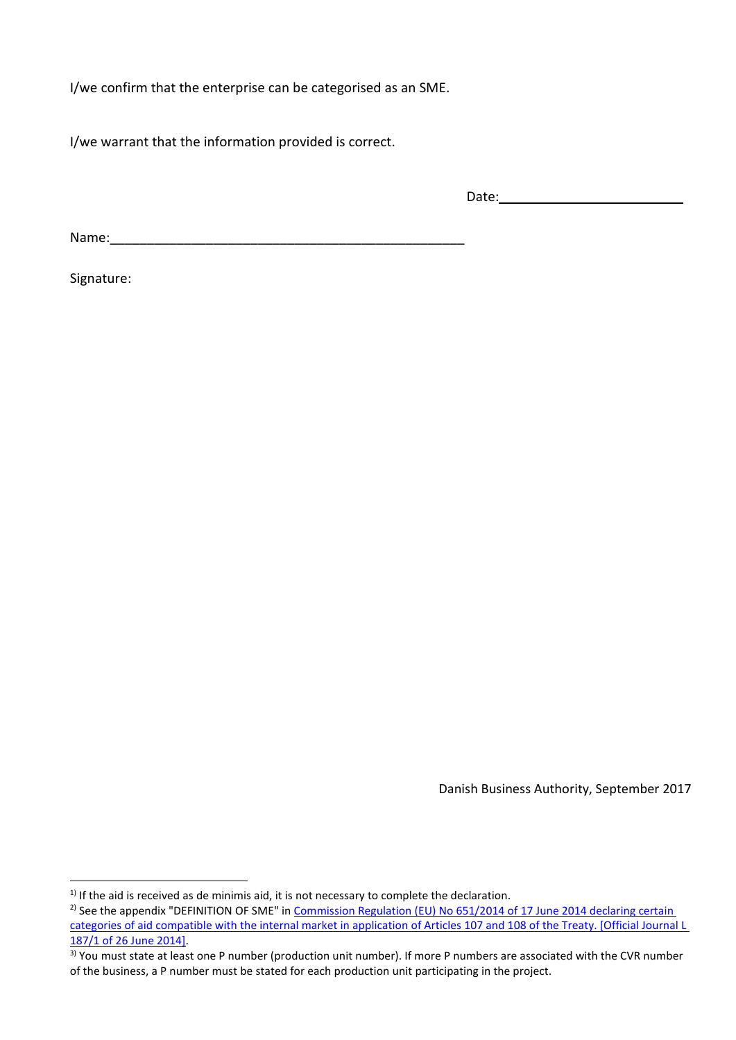I/we confirm that the enterprise can be categorised as an SME.

I/we warrant that the information provided is correct.

Date:\_\_\_\_\_\_\_\_\_\_\_\_\_\_\_\_\_\_\_\_\_\_\_\_\_\_

Name:\_\_\_\_\_\_\_\_\_\_\_\_\_\_\_\_\_\_\_\_\_\_\_\_\_\_\_\_\_\_\_\_\_\_\_\_\_\_\_\_\_\_\_\_\_\_\_\_

Signature:

Danish Business Authority, September 2017

---

[1] If the aid is received as de minimis aid, it is not necessary to complete the declaration.

[2] See the appendix "DEFINITION OF SME" in [Commission Regulation (EU) No 651/2014 of 17 June 2014 declaring certain categories of aid compatible with the internal market in application of Articles 107 and 108 of the Treaty. [Official Journal L 187/1 of 26 June 2014]].

[3] You must state at least one P number (production unit number). If more P numbers are associated with the CVR number of the business, a P number must be stated for each production unit participating in the project.